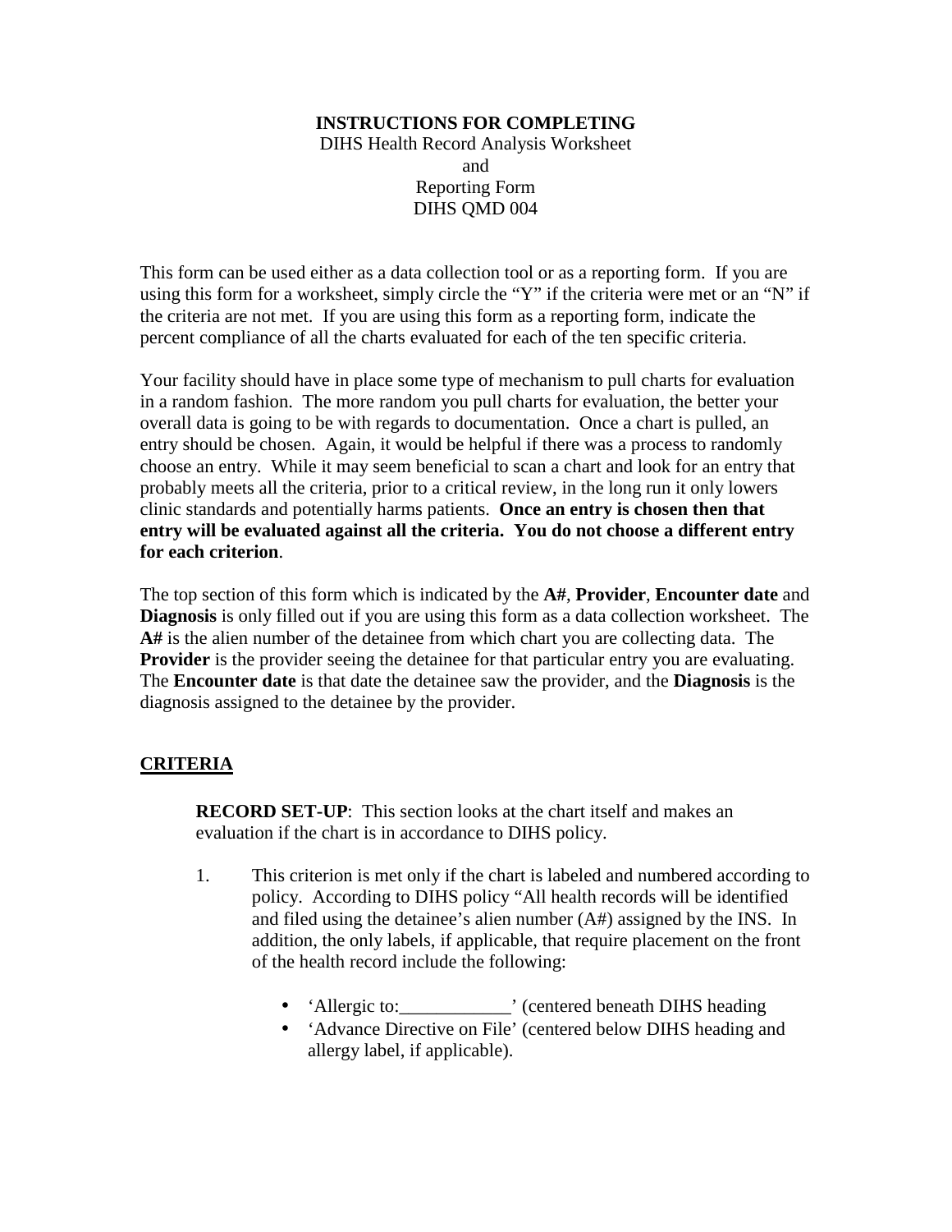**INSTRUCTIONS FOR COMPLETING**
DIHS Health Record Analysis Worksheet
and
Reporting Form
DIHS QMD 004

This form can be used either as a data collection tool or as a reporting form. If you are using this form for a worksheet, simply circle the "Y" if the criteria were met or an "N" if the criteria are not met. If you are using this form as a reporting form, indicate the percent compliance of all the charts evaluated for each of the ten specific criteria.

Your facility should have in place some type of mechanism to pull charts for evaluation in a random fashion. The more random you pull charts for evaluation, the better your overall data is going to be with regards to documentation. Once a chart is pulled, an entry should be chosen. Again, it would be helpful if there was a process to randomly choose an entry. While it may seem beneficial to scan a chart and look for an entry that probably meets all the criteria, prior to a critical review, in the long run it only lowers clinic standards and potentially harms patients. **Once an entry is chosen then that entry will be evaluated against all the criteria. You do not choose a different entry for each criterion**.

The top section of this form which is indicated by the **A#**, **Provider**, **Encounter date** and **Diagnosis** is only filled out if you are using this form as a data collection worksheet. The **A#** is the alien number of the detainee from which chart you are collecting data. The **Provider** is the provider seeing the detainee for that particular entry you are evaluating. The **Encounter date** is that date the detainee saw the provider, and the **Diagnosis** is the diagnosis assigned to the detainee by the provider.

## CRITERIA

**RECORD SET-UP**: This section looks at the chart itself and makes an evaluation if the chart is in accordance to DIHS policy.

1. This criterion is met only if the chart is labeled and numbered according to policy. According to DIHS policy "All health records will be identified and filed using the detainee's alien number (A#) assigned by the INS. In addition, the only labels, if applicable, that require placement on the front of the health record include the following:

   - 'Allergic to:____________' (centered beneath DIHS heading
   - 'Advance Directive on File' (centered below DIHS heading and allergy label, if applicable).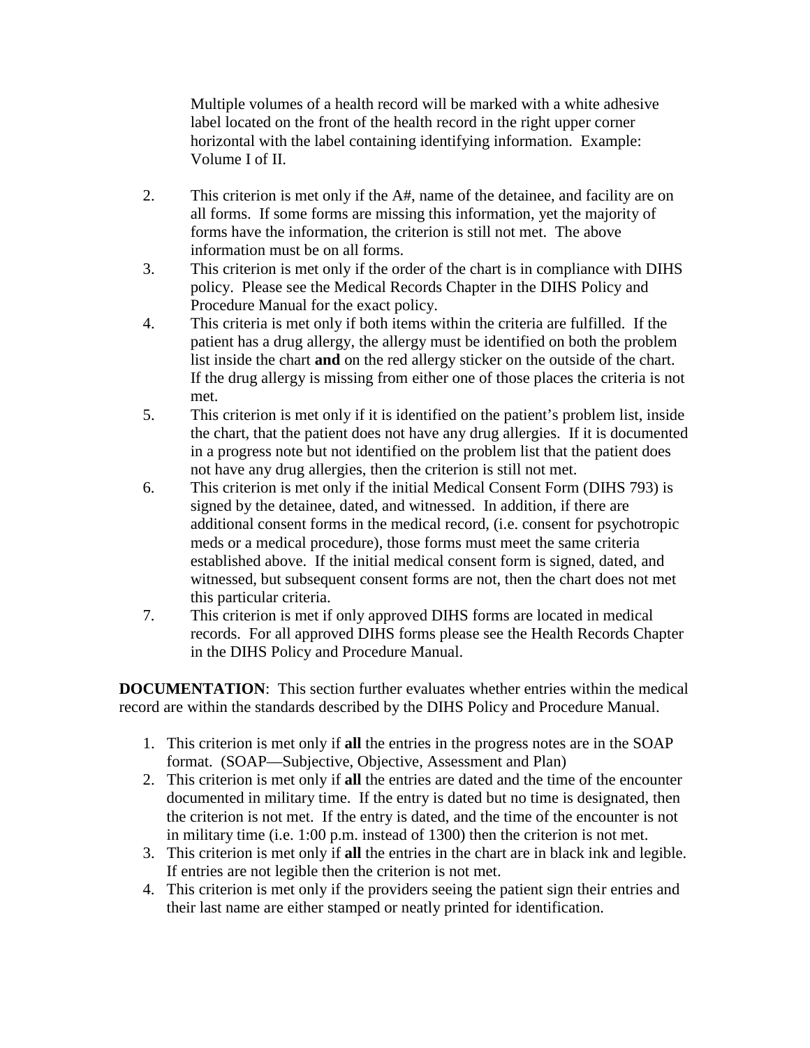Multiple volumes of a health record will be marked with a white adhesive label located on the front of the health record in the right upper corner horizontal with the label containing identifying information. Example: Volume I of II.

2. This criterion is met only if the A#, name of the detainee, and facility are on all forms. If some forms are missing this information, yet the majority of forms have the information, the criterion is still not met. The above information must be on all forms.
3. This criterion is met only if the order of the chart is in compliance with DIHS policy. Please see the Medical Records Chapter in the DIHS Policy and Procedure Manual for the exact policy.
4. This criteria is met only if both items within the criteria are fulfilled. If the patient has a drug allergy, the allergy must be identified on both the problem list inside the chart **and** on the red allergy sticker on the outside of the chart. If the drug allergy is missing from either one of those places the criteria is not met.
5. This criterion is met only if it is identified on the patient's problem list, inside the chart, that the patient does not have any drug allergies. If it is documented in a progress note but not identified on the problem list that the patient does not have any drug allergies, then the criterion is still not met.
6. This criterion is met only if the initial Medical Consent Form (DIHS 793) is signed by the detainee, dated, and witnessed. In addition, if there are additional consent forms in the medical record, (i.e. consent for psychotropic meds or a medical procedure), those forms must meet the same criteria established above. If the initial medical consent form is signed, dated, and witnessed, but subsequent consent forms are not, then the chart does not met this particular criteria.
7. This criterion is met if only approved DIHS forms are located in medical records. For all approved DIHS forms please see the Health Records Chapter in the DIHS Policy and Procedure Manual.

**DOCUMENTATION**: This section further evaluates whether entries within the medical record are within the standards described by the DIHS Policy and Procedure Manual.

1. This criterion is met only if **all** the entries in the progress notes are in the SOAP format. (SOAP—Subjective, Objective, Assessment and Plan)
2. This criterion is met only if **all** the entries are dated and the time of the encounter documented in military time. If the entry is dated but no time is designated, then the criterion is not met. If the entry is dated, and the time of the encounter is not in military time (i.e. 1:00 p.m. instead of 1300) then the criterion is not met.
3. This criterion is met only if **all** the entries in the chart are in black ink and legible. If entries are not legible then the criterion is not met.
4. This criterion is met only if the providers seeing the patient sign their entries and their last name are either stamped or neatly printed for identification.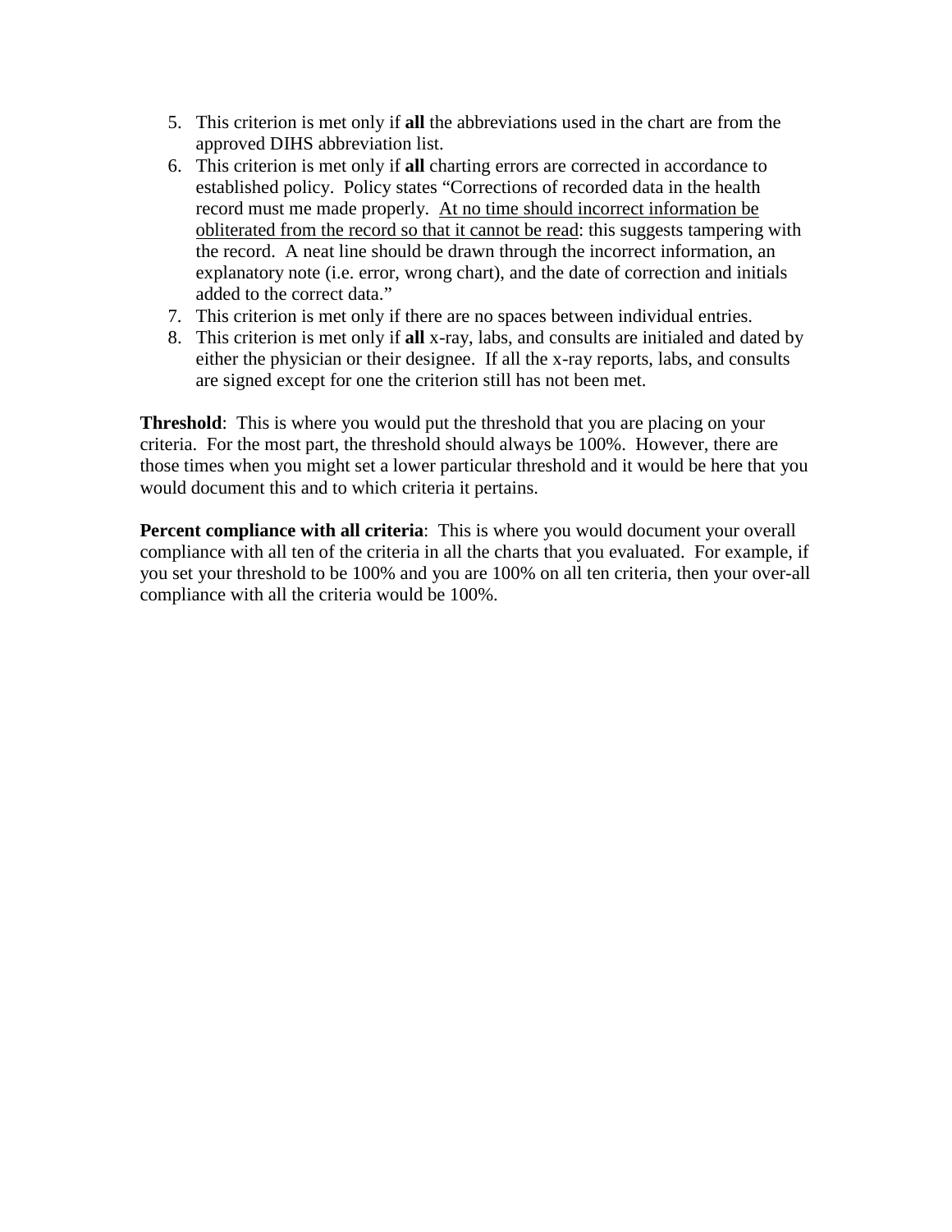5. This criterion is met only if **all** the abbreviations used in the chart are from the approved DIHS abbreviation list.
6. This criterion is met only if **all** charting errors are corrected in accordance to established policy. Policy states "Corrections of recorded data in the health record must me made properly. <u>At no time should incorrect information be obliterated from the record so that it cannot be read</u>: this suggests tampering with the record. A neat line should be drawn through the incorrect information, an explanatory note (i.e. error, wrong chart), and the date of correction and initials added to the correct data."
7. This criterion is met only if there are no spaces between individual entries.
8. This criterion is met only if **all** x-ray, labs, and consults are initialed and dated by either the physician or their designee. If all the x-ray reports, labs, and consults are signed except for one the criterion still has not been met.

**Threshold**: This is where you would put the threshold that you are placing on your criteria. For the most part, the threshold should always be 100%. However, there are those times when you might set a lower particular threshold and it would be here that you would document this and to which criteria it pertains.

**Percent compliance with all criteria**: This is where you would document your overall compliance with all ten of the criteria in all the charts that you evaluated. For example, if you set your threshold to be 100% and you are 100% on all ten criteria, then your over-all compliance with all the criteria would be 100%.